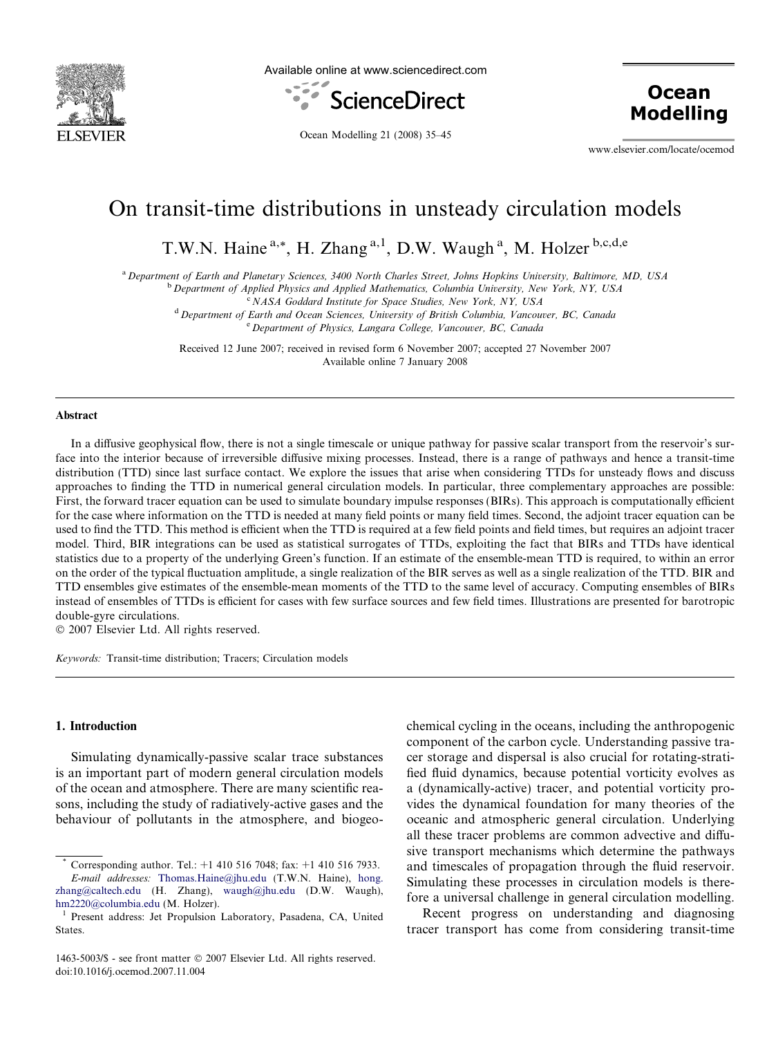# On transit-time distributions in unsteady circulation models

T.W.N. Haine [a,*], H. Zhang [a,1], D.W. Waugh [a], M. Holzer [b,c,d,e]

[a] Department of Earth and Planetary Sciences, 3400 North Charles Street, Johns Hopkins University, Baltimore, MD, USA
[b] Department of Applied Physics and Applied Mathematics, Columbia University, New York, NY, USA
[c] NASA Goddard Institute for Space Studies, New York, NY, USA
[d] Department of Earth and Ocean Sciences, University of British Columbia, Vancouver, BC, Canada
[e] Department of Physics, Langara College, Vancouver, BC, Canada

Received 12 June 2007; received in revised form 6 November 2007; accepted 27 November 2007
Available online 7 January 2008

## Abstract

In a diffusive geophysical flow, there is not a single timescale or unique pathway for passive scalar transport from the reservoir's surface into the interior because of irreversible diffusive mixing processes. Instead, there is a range of pathways and hence a transit-time distribution (TTD) since last surface contact. We explore the issues that arise when considering TTDs for unsteady flows and discuss approaches to finding the TTD in numerical general circulation models. In particular, three complementary approaches are possible: First, the forward tracer equation can be used to simulate boundary impulse responses (BIRs). This approach is computationally efficient for the case where information on the TTD is needed at many field points or many field times. Second, the adjoint tracer equation can be used to find the TTD. This method is efficient when the TTD is required at a few field points and field times, but requires an adjoint tracer model. Third, BIR integrations can be used as statistical surrogates of TTDs, exploiting the fact that BIRs and TTDs have identical statistics due to a property of the underlying Green's function. If an estimate of the ensemble-mean TTD is required, to within an error on the order of the typical fluctuation amplitude, a single realization of the BIR serves as well as a single realization of the TTD. BIR and TTD ensembles give estimates of the ensemble-mean moments of the TTD to the same level of accuracy. Computing ensembles of BIRs instead of ensembles of TTDs is efficient for cases with few surface sources and few field times. Illustrations are presented for barotropic double-gyre circulations.

© 2007 Elsevier Ltd. All rights reserved.

*Keywords:* Transit-time distribution; Tracers; Circulation models

## 1. Introduction

Simulating dynamically-passive scalar trace substances is an important part of modern general circulation models of the ocean and atmosphere. There are many scientific reasons, including the study of radiatively-active gases and the behaviour of pollutants in the atmosphere, and biogeochemical cycling in the oceans, including the anthropogenic component of the carbon cycle. Understanding passive tracer storage and dispersal is also crucial for rotating-stratified fluid dynamics, because potential vorticity evolves as a (dynamically-active) tracer, and potential vorticity provides the dynamical foundation for many theories of the oceanic and atmospheric general circulation. Underlying all these tracer problems are common advective and diffusive transport mechanisms which determine the pathways and timescales of propagation through the fluid reservoir. Simulating these processes in circulation models is therefore a universal challenge in general circulation modelling.

Recent progress on understanding and diagnosing tracer transport has come from considering transit-time

---

\* Corresponding author. Tel.: +1 410 516 7048; fax: +1 410 516 7933.
*E-mail addresses:* Thomas.Haine@jhu.edu (T.W.N. Haine), hong.zhang@caltech.edu (H. Zhang), waugh@jhu.edu (D.W. Waugh), hm2220@columbia.edu (M. Holzer).

[1] Present address: Jet Propulsion Laboratory, Pasadena, CA, United States.

1463-5003/$ - see front matter © 2007 Elsevier Ltd. All rights reserved.
doi:10.1016/j.ocemod.2007.11.004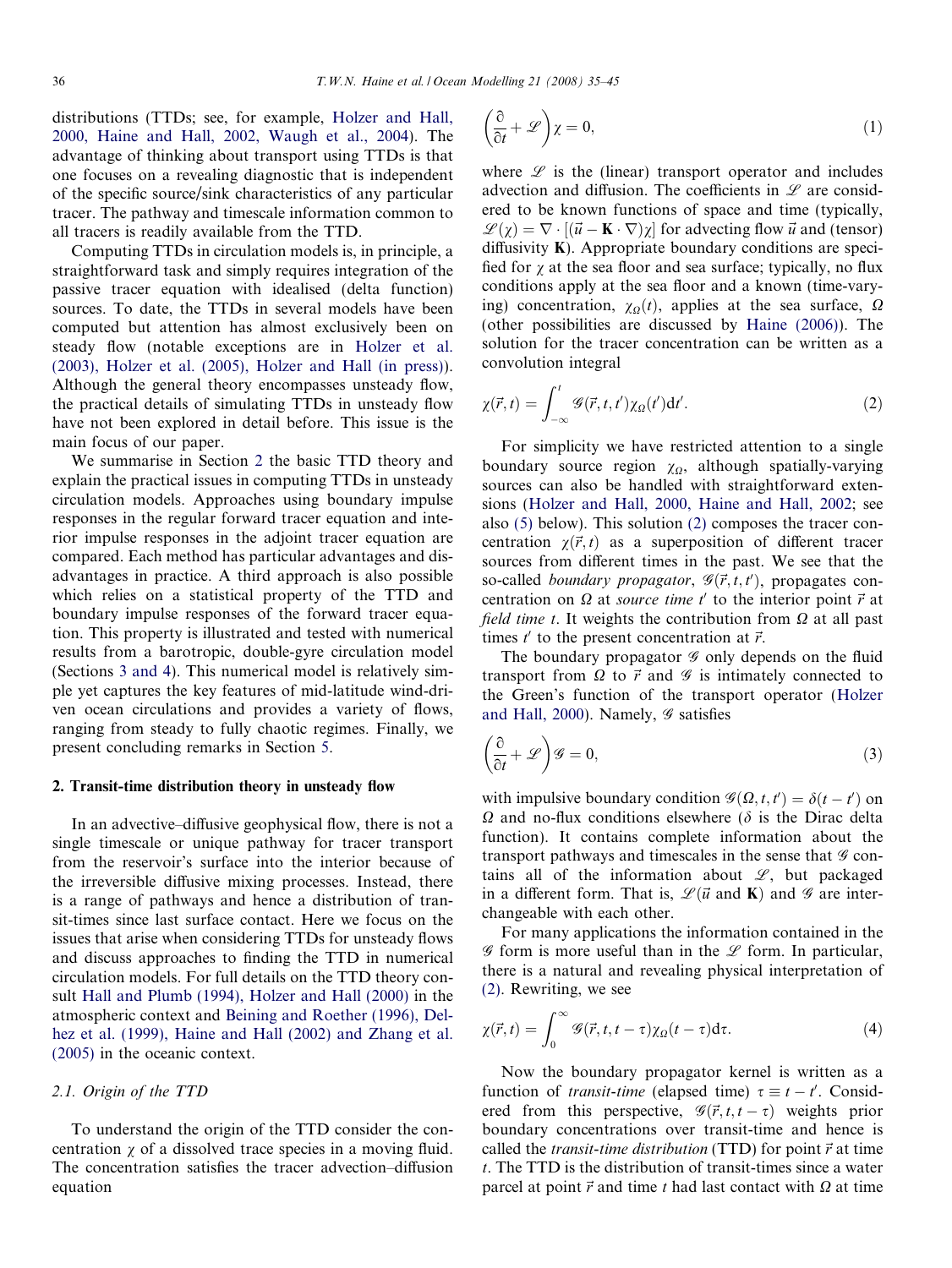distributions (TTDs; see, for example, Holzer and Hall, 2000, Haine and Hall, 2002, Waugh et al., 2004). The advantage of thinking about transport using TTDs is that one focuses on a revealing diagnostic that is independent of the specific source/sink characteristics of any particular tracer. The pathway and timescale information common to all tracers is readily available from the TTD.

Computing TTDs in circulation models is, in principle, a straightforward task and simply requires integration of the passive tracer equation with idealised (delta function) sources. To date, the TTDs in several models have been computed but attention has almost exclusively been on steady flow (notable exceptions are in Holzer et al. (2003), Holzer et al. (2005), Holzer and Hall (in press)). Although the general theory encompasses unsteady flow, the practical details of simulating TTDs in unsteady flow have not been explored in detail before. This issue is the main focus of our paper.

We summarise in Section 2 the basic TTD theory and explain the practical issues in computing TTDs in unsteady circulation models. Approaches using boundary impulse responses in the regular forward tracer equation and interior impulse responses in the adjoint tracer equation are compared. Each method has particular advantages and disadvantages in practice. A third approach is also possible which relies on a statistical property of the TTD and boundary impulse responses of the forward tracer equation. This property is illustrated and tested with numerical results from a barotropic, double-gyre circulation model (Sections 3 and 4). This numerical model is relatively simple yet captures the key features of mid-latitude wind-driven ocean circulations and provides a variety of flows, ranging from steady to fully chaotic regimes. Finally, we present concluding remarks in Section 5.

## 2. Transit-time distribution theory in unsteady flow

In an advective–diffusive geophysical flow, there is not a single timescale or unique pathway for tracer transport from the reservoir's surface into the interior because of the irreversible diffusive mixing processes. Instead, there is a range of pathways and hence a distribution of transit-times since last surface contact. Here we focus on the issues that arise when considering TTDs for unsteady flows and discuss approaches to finding the TTD in numerical circulation models. For full details on the TTD theory consult Hall and Plumb (1994), Holzer and Hall (2000) in the atmospheric context and Beining and Roether (1996), Delhez et al. (1999), Haine and Hall (2002) and Zhang et al. (2005) in the oceanic context.

### 2.1. Origin of the TTD

To understand the origin of the TTD consider the concentration $\chi$ of a dissolved trace species in a moving fluid. The concentration satisfies the tracer advection–diffusion equation

$$\left(\frac{\partial}{\partial t} + \mathscr{L}\right)\chi = 0, \tag{1}$$

where $\mathscr{L}$ is the (linear) transport operator and includes advection and diffusion. The coefficients in $\mathscr{L}$ are considered to be known functions of space and time (typically, $\mathscr{L}(\chi) = \nabla \cdot [(\vec{u} - \mathbf{K} \cdot \nabla)\chi]$ for advecting flow $\vec{u}$ and (tensor) diffusivity $\mathbf{K}$). Appropriate boundary conditions are specified for $\chi$ at the sea floor and sea surface; typically, no flux conditions apply at the sea floor and a known (time-varying) concentration, $\chi_\Omega(t)$, applies at the sea surface, $\Omega$ (other possibilities are discussed by Haine (2006)). The solution for the tracer concentration can be written as a convolution integral

$$\chi(\vec{r}, t) = \int_{-\infty}^{t} \mathscr{G}(\vec{r}, t, t')\chi_\Omega(t')\mathrm{d}t'. \tag{2}$$

For simplicity we have restricted attention to a single boundary source region $\chi_\Omega$, although spatially-varying sources can also be handled with straightforward extensions (Holzer and Hall, 2000, Haine and Hall, 2002; see also (5) below). This solution (2) composes the tracer concentration $\chi(\vec{r}, t)$ as a superposition of different tracer sources from different times in the past. We see that the so-called *boundary propagator*, $\mathscr{G}(\vec{r}, t, t')$, propagates concentration on $\Omega$ at *source time* $t'$ to the interior point $\vec{r}$ at *field time* $t$. It weights the contribution from $\Omega$ at all past times $t'$ to the present concentration at $\vec{r}$.

The boundary propagator $\mathscr{G}$ only depends on the fluid transport from $\Omega$ to $\vec{r}$ and $\mathscr{G}$ is intimately connected to the Green's function of the transport operator (Holzer and Hall, 2000). Namely, $\mathscr{G}$ satisfies

$$\left(\frac{\partial}{\partial t} + \mathscr{L}\right)\mathscr{G} = 0, \tag{3}$$

with impulsive boundary condition $\mathscr{G}(\Omega, t, t') = \delta(t - t')$ on $\Omega$ and no-flux conditions elsewhere ($\delta$ is the Dirac delta function). It contains complete information about the transport pathways and timescales in the sense that $\mathscr{G}$ contains all of the information about $\mathscr{L}$, but packaged in a different form. That is, $\mathscr{L}$($\vec{u}$ and $\mathbf{K}$) and $\mathscr{G}$ are interchangeable with each other.

For many applications the information contained in the $\mathscr{G}$ form is more useful than in the $\mathscr{L}$ form. In particular, there is a natural and revealing physical interpretation of (2). Rewriting, we see

$$\chi(\vec{r}, t) = \int_{0}^{\infty} \mathscr{G}(\vec{r}, t, t - \tau)\chi_\Omega(t - \tau)\mathrm{d}\tau. \tag{4}$$

Now the boundary propagator kernel is written as a function of *transit-time* (elapsed time) $\tau \equiv t - t'$. Considered from this perspective, $\mathscr{G}(\vec{r}, t, t - \tau)$ weights prior boundary concentrations over transit-time and hence is called the *transit-time distribution* (TTD) for point $\vec{r}$ at time $t$. The TTD is the distribution of transit-times since a water parcel at point $\vec{r}$ and time $t$ had last contact with $\Omega$ at time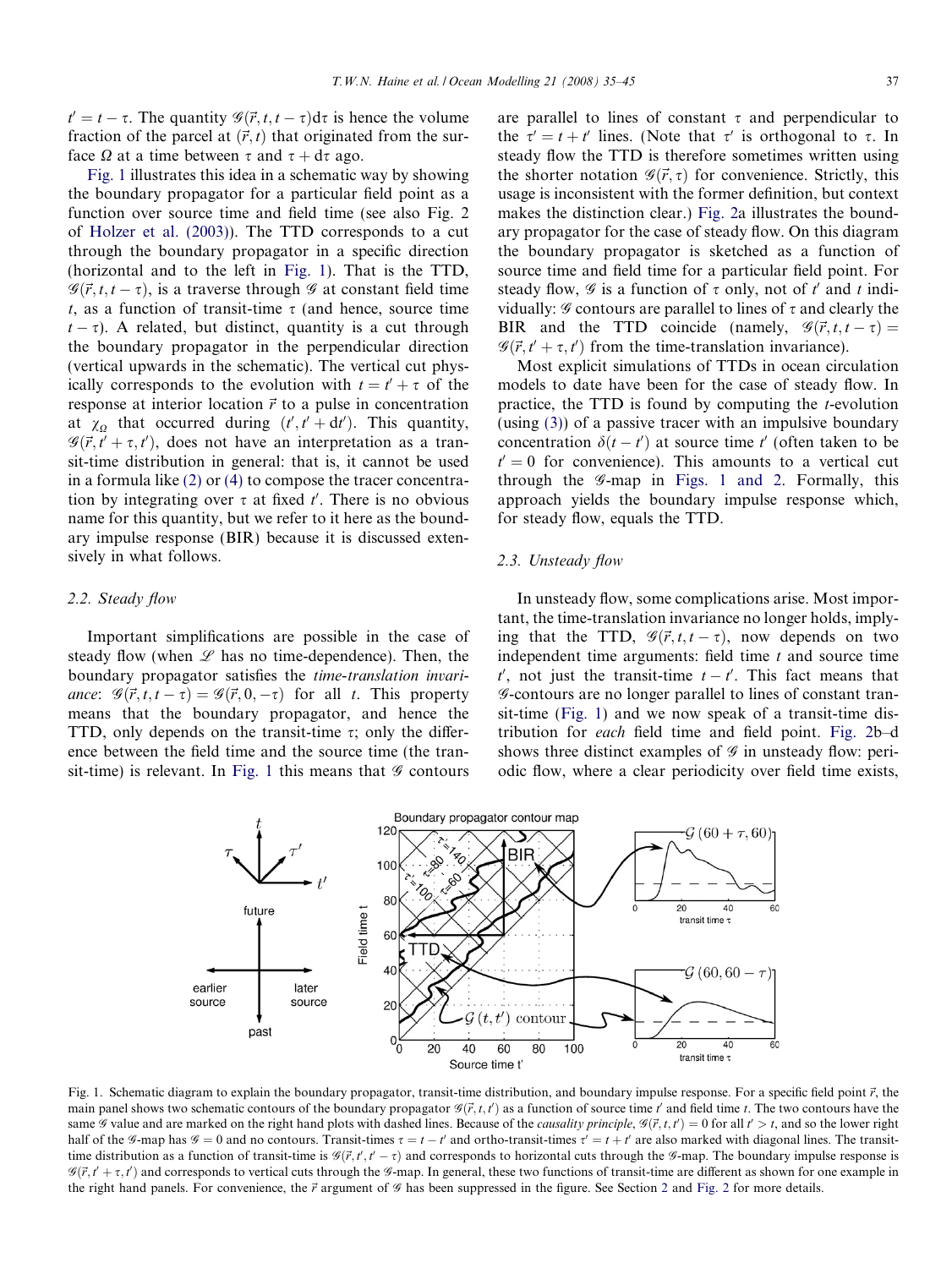$t' = t - \tau$. The quantity $\mathcal{G}(\vec{r}, t, t-\tau)\mathrm{d}\tau$ is hence the volume fraction of the parcel at $(\vec{r}, t)$ that originated from the surface $\Omega$ at a time between $\tau$ and $\tau + \mathrm{d}\tau$ ago.

Fig. 1 illustrates this idea in a schematic way by showing the boundary propagator for a particular field point as a function over source time and field time (see also Fig. 2 of Holzer et al. (2003)). The TTD corresponds to a cut through the boundary propagator in a specific direction (horizontal and to the left in Fig. 1). That is the TTD, $\mathcal{G}(\vec{r}, t, t-\tau)$, is a traverse through $\mathcal{G}$ at constant field time $t$, as a function of transit-time $\tau$ (and hence, source time $t - \tau$). A related, but distinct, quantity is a cut through the boundary propagator in the perpendicular direction (vertical upwards in the schematic). The vertical cut physically corresponds to the evolution with $t = t' + \tau$ of the response at interior location $\vec{r}$ to a pulse in concentration at $\chi_\Omega$ that occurred during $(t', t' + \mathrm{d}t')$. This quantity, $\mathcal{G}(\vec{r}, t' + \tau, t')$, does not have an interpretation as a transit-time distribution in general: that is, it cannot be used in a formula like (2) or (4) to compose the tracer concentration by integrating over $\tau$ at fixed $t'$. There is no obvious name for this quantity, but we refer to it here as the boundary impulse response (BIR) because it is discussed extensively in what follows.

### 2.2. Steady flow

Important simplifications are possible in the case of steady flow (when $\mathcal{L}$ has no time-dependence). Then, the boundary propagator satisfies the *time-translation invariance*: $\mathcal{G}(\vec{r}, t, t-\tau) = \mathcal{G}(\vec{r}, 0, -\tau)$ for all $t$. This property means that the boundary propagator, and hence the TTD, only depends on the transit-time $\tau$; only the difference between the field time and the source time (the transit-time) is relevant. In Fig. 1 this means that $\mathcal{G}$ contours are parallel to lines of constant $\tau$ and perpendicular to the $\tau' = t + t'$ lines. (Note that $\tau'$ is orthogonal to $\tau$. In steady flow the TTD is therefore sometimes written using the shorter notation $\mathcal{G}(\vec{r}, \tau)$ for convenience. Strictly, this usage is inconsistent with the former definition, but context makes the distinction clear.) Fig. 2a illustrates the boundary propagator for the case of steady flow. On this diagram the boundary propagator is sketched as a function of source time and field time for a particular field point. For steady flow, $\mathcal{G}$ is a function of $\tau$ only, not of $t'$ and $t$ individually: $\mathcal{G}$ contours are parallel to lines of $\tau$ and clearly the BIR and the TTD coincide (namely, $\mathcal{G}(\vec{r}, t, t-\tau) = \mathcal{G}(\vec{r}, t' + \tau, t')$ from the time-translation invariance).

Most explicit simulations of TTDs in ocean circulation models to date have been for the case of steady flow. In practice, the TTD is found by computing the $t$-evolution (using (3)) of a passive tracer with an impulsive boundary concentration $\delta(t - t')$ at source time $t'$ (often taken to be $t' = 0$ for convenience). This amounts to a vertical cut through the $\mathcal{G}$-map in Figs. 1 and 2. Formally, this approach yields the boundary impulse response which, for steady flow, equals the TTD.

### 2.3. Unsteady flow

In unsteady flow, some complications arise. Most important, the time-translation invariance no longer holds, implying that the TTD, $\mathcal{G}(\vec{r}, t, t-\tau)$, now depends on two independent time arguments: field time $t$ and source time $t'$, not just the transit-time $t - t'$. This fact means that $\mathcal{G}$-contours are no longer parallel to lines of constant transit-time (Fig. 1) and we now speak of a transit-time distribution for *each* field time and field point. Fig. 2b–d shows three distinct examples of $\mathcal{G}$ in unsteady flow: periodic flow, where a clear periodicity over field time exists,

Fig. 1. Schematic diagram to explain the boundary propagator, transit-time distribution, and boundary impulse response. For a specific field point $\vec{r}$, the main panel shows two schematic contours of the boundary propagator $\mathcal{G}(\vec{r}, t, t')$ as a function of source time $t'$ and field time $t$. The two contours have the same $\mathcal{G}$ value and are marked on the right hand plots with dashed lines. Because of the *causality principle*, $\mathcal{G}(\vec{r}, t, t') = 0$ for all $t' > t$, and so the lower right half of the $\mathcal{G}$-map has $\mathcal{G} = 0$ and no contours. Transit-times $\tau = t - t'$ and ortho-transit-times $\tau' = t + t'$ are also marked with diagonal lines. The transit-time distribution as a function of transit-time is $\mathcal{G}(\vec{r}, t', t' - \tau)$ and corresponds to horizontal cuts through the $\mathcal{G}$-map. The boundary impulse response is $\mathcal{G}(\vec{r}, t' + \tau, t')$ and corresponds to vertical cuts through the $\mathcal{G}$-map. In general, these two functions of transit-time are different as shown for one example in the right hand panels. For convenience, the $\vec{r}$ argument of $\mathcal{G}$ has been suppressed in the figure. See Section 2 and Fig. 2 for more details.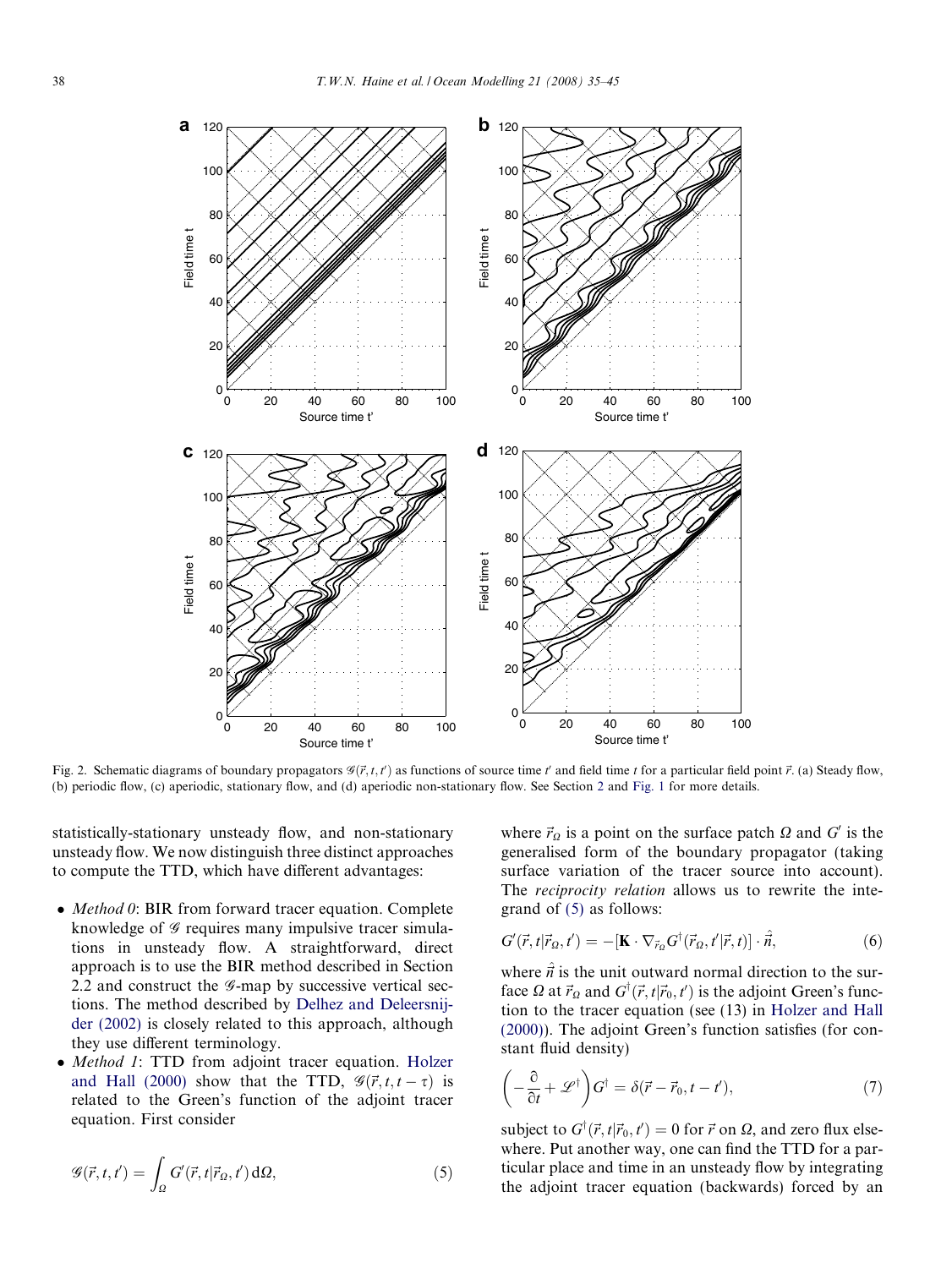Fig. 2. Schematic diagrams of boundary propagators $\mathscr{G}(\vec{r}, t, t')$ as functions of source time $t'$ and field time $t$ for a particular field point $\vec{r}$. (a) Steady flow, (b) periodic flow, (c) aperiodic, stationary flow, and (d) aperiodic non-stationary flow. See Section 2 and Fig. 1 for more details.

statistically-stationary unsteady flow, and non-stationary unsteady flow. We now distinguish three distinct approaches to compute the TTD, which have different advantages:

- *Method 0*: BIR from forward tracer equation. Complete knowledge of $\mathscr{G}$ requires many impulsive tracer simulations in unsteady flow. A straightforward, direct approach is to use the BIR method described in Section 2.2 and construct the $\mathscr{G}$-map by successive vertical sections. The method described by Delhez and Deleersnijder (2002) is closely related to this approach, although they use different terminology.
- *Method 1*: TTD from adjoint tracer equation. Holzer and Hall (2000) show that the TTD, $\mathscr{G}(\vec{r}, t, t-\tau)$ is related to the Green's function of the adjoint tracer equation. First consider

$$\mathscr{G}(\vec{r}, t, t') = \int_{\Omega} G'(\vec{r}, t|\vec{r}_{\Omega}, t')\,\mathrm{d}\Omega, \tag{5}$$

where $\vec{r}_{\Omega}$ is a point on the surface patch $\Omega$ and $G'$ is the generalised form of the boundary propagator (taking surface variation of the tracer source into account). The *reciprocity relation* allows us to rewrite the integrand of (5) as follows:

$$G'(\vec{r}, t|\vec{r}_{\Omega}, t') = -[\mathbf{K} \cdot \nabla_{\vec{r}_{\Omega}} G^{\dagger}(\vec{r}_{\Omega}, t'|\vec{r}, t)] \cdot \hat{\vec{n}}, \tag{6}$$

where $\hat{\vec{n}}$ is the unit outward normal direction to the surface $\Omega$ at $\vec{r}_{\Omega}$ and $G^{\dagger}(\vec{r}, t|\vec{r}_0, t')$ is the adjoint Green's function to the tracer equation (see (13) in Holzer and Hall (2000)). The adjoint Green's function satisfies (for constant fluid density)

$$\left(-\frac{\partial}{\partial t} + \mathscr{L}^{\dagger}\right) G^{\dagger} = \delta(\vec{r} - \vec{r}_0, t - t'), \tag{7}$$

subject to $G^{\dagger}(\vec{r}, t|\vec{r}_0, t') = 0$ for $\vec{r}$ on $\Omega$, and zero flux elsewhere. Put another way, one can find the TTD for a particular place and time in an unsteady flow by integrating the adjoint tracer equation (backwards) forced by an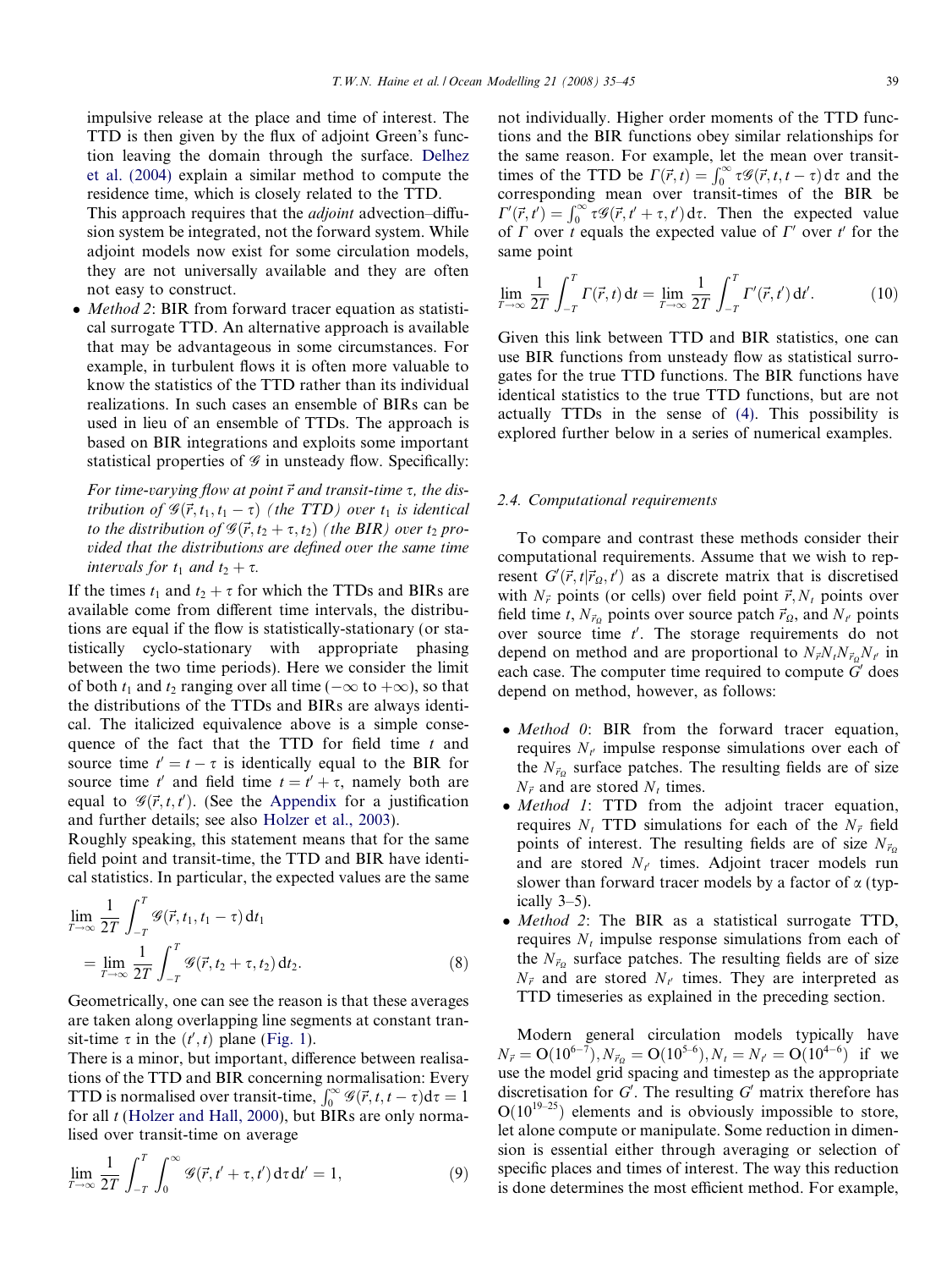impulsive release at the place and time of interest. The TTD is then given by the flux of adjoint Green's function leaving the domain through the surface. Delhez et al. (2004) explain a similar method to compute the residence time, which is closely related to the TTD. This approach requires that the *adjoint* advection–diffusion system be integrated, not the forward system. While adjoint models now exist for some circulation models, they are not universally available and they are often not easy to construct.

- *Method 2*: BIR from forward tracer equation as statistical surrogate TTD. An alternative approach is available that may be advantageous in some circumstances. For example, in turbulent flows it is often more valuable to know the statistics of the TTD rather than its individual realizations. In such cases an ensemble of BIRs can be used in lieu of an ensemble of TTDs. The approach is based on BIR integrations and exploits some important statistical properties of $\mathscr{G}$ in unsteady flow. Specifically:

*For time-varying flow at point $\vec{r}$ and transit-time $\tau$, the distribution of $\mathscr{G}(\vec{r}, t_1, t_1 - \tau)$ (the TTD) over $t_1$ is identical to the distribution of $\mathscr{G}(\vec{r}, t_2 + \tau, t_2)$ (the BIR) over $t_2$ provided that the distributions are defined over the same time intervals for $t_1$ and $t_2 + \tau$.*

If the times $t_1$ and $t_2 + \tau$ for which the TTDs and BIRs are available come from different time intervals, the distributions are equal if the flow is statistically-stationary (or statistically cyclo-stationary with appropriate phasing between the two time periods). Here we consider the limit of both $t_1$ and $t_2$ ranging over all time ($-\infty$ to $+\infty$), so that the distributions of the TTDs and BIRs are always identical. The italicized equivalence above is a simple consequence of the fact that the TTD for field time $t$ and source time $t' = t - \tau$ is identically equal to the BIR for source time $t'$ and field time $t = t' + \tau$, namely both are equal to $\mathscr{G}(\vec{r}, t, t')$. (See the Appendix for a justification and further details; see also Holzer et al., 2003).

Roughly speaking, this statement means that for the same field point and transit-time, the TTD and BIR have identical statistics. In particular, the expected values are the same

$$\lim_{T\to\infty} \frac{1}{2T} \int_{-T}^{T} \mathscr{G}(\vec{r}, t_1, t_1 - \tau)\, \mathrm{d}t_1 = \lim_{T\to\infty} \frac{1}{2T} \int_{-T}^{T} \mathscr{G}(\vec{r}, t_2 + \tau, t_2)\, \mathrm{d}t_2. \tag{8}$$

Geometrically, one can see the reason is that these averages are taken along overlapping line segments at constant transit-time $\tau$ in the $(t', t)$ plane (Fig. 1).

There is a minor, but important, difference between realisations of the TTD and BIR concerning normalisation: Every TTD is normalised over transit-time, $\int_0^\infty \mathscr{G}(\vec{r}, t, t - \tau)\mathrm{d}\tau = 1$ for all $t$ (Holzer and Hall, 2000), but BIRs are only normalised over transit-time on average

$$\lim_{T\to\infty} \frac{1}{2T} \int_{-T}^{T} \int_0^\infty \mathscr{G}(\vec{r}, t' + \tau, t')\, \mathrm{d}\tau\, \mathrm{d}t' = 1, \tag{9}$$

not individually. Higher order moments of the TTD functions and the BIR functions obey similar relationships for the same reason. For example, let the mean over transit-times of the TTD be $\Gamma(\vec{r}, t) = \int_0^\infty \tau \mathscr{G}(\vec{r}, t, t - \tau)\, \mathrm{d}\tau$ and the corresponding mean over transit-times of the BIR be $\Gamma'(\vec{r}, t') = \int_0^\infty \tau \mathscr{G}(\vec{r}, t' + \tau, t')\, \mathrm{d}\tau$. Then the expected value of $\Gamma$ over $t$ equals the expected value of $\Gamma'$ over $t'$ for the same point

$$\lim_{T\to\infty} \frac{1}{2T} \int_{-T}^{T} \Gamma(\vec{r}, t)\, \mathrm{d}t = \lim_{T\to\infty} \frac{1}{2T} \int_{-T}^{T} \Gamma'(\vec{r}, t')\, \mathrm{d}t'. \tag{10}$$

Given this link between TTD and BIR statistics, one can use BIR functions from unsteady flow as statistical surrogates for the true TTD functions. The BIR functions have identical statistics to the true TTD functions, but are not actually TTDs in the sense of (4). This possibility is explored further below in a series of numerical examples.

### 2.4. Computational requirements

To compare and contrast these methods consider their computational requirements. Assume that we wish to represent $G'(\vec{r}, t|\vec{r}_\Omega, t')$ as a discrete matrix that is discretised with $N_{\vec{r}}$ points (or cells) over field point $\vec{r}$, $N_t$ points over field time $t$, $N_{\vec{r}_\Omega}$ points over source patch $\vec{r}_\Omega$, and $N_{t'}$ points over source time $t'$. The storage requirements do not depend on method and are proportional to $N_{\vec{r}} N_t N_{\vec{r}_\Omega} N_{t'}$ in each case. The computer time required to compute $G'$ does depend on method, however, as follows:

- *Method 0*: BIR from the forward tracer equation, requires $N_{t'}$ impulse response simulations over each of the $N_{\vec{r}_\Omega}$ surface patches. The resulting fields are of size $N_{\vec{r}}$ and are stored $N_t$ times.
- *Method 1*: TTD from the adjoint tracer equation, requires $N_t$ TTD simulations for each of the $N_{\vec{r}}$ field points of interest. The resulting fields are of size $N_{\vec{r}_\Omega}$ and are stored $N_{t'}$ times. Adjoint tracer models run slower than forward tracer models by a factor of $\alpha$ (typically 3–5).
- *Method 2*: The BIR as a statistical surrogate TTD, requires $N_t$ impulse response simulations from each of the $N_{\vec{r}_\Omega}$ surface patches. The resulting fields are of size $N_{\vec{r}}$ and are stored $N_{t'}$ times. They are interpreted as TTD timeseries as explained in the preceding section.

Modern general circulation models typically have $N_{\vec{r}} = \mathrm{O}(10^{6-7})$, $N_{\vec{r}_\Omega} = \mathrm{O}(10^{5-6})$, $N_t = N_{t'} = \mathrm{O}(10^{4-6})$ if we use the model grid spacing and timestep as the appropriate discretisation for $G'$. The resulting $G'$ matrix therefore has $\mathrm{O}(10^{19-25})$ elements and is obviously impossible to store, let alone compute or manipulate. Some reduction in dimension is essential either through averaging or selection of specific places and times of interest. The way this reduction is done determines the most efficient method. For example,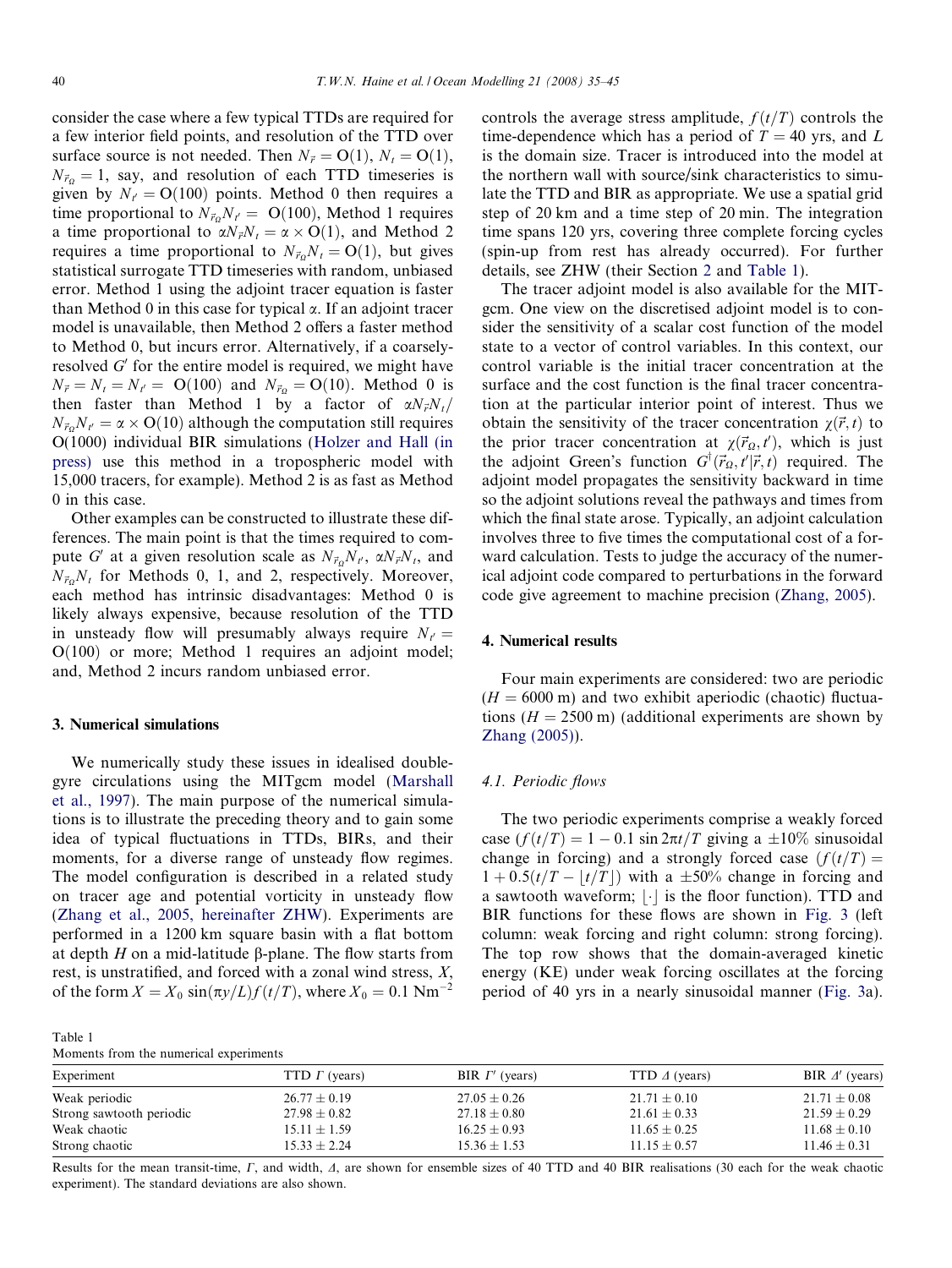consider the case where a few typical TTDs are required for a few interior field points, and resolution of the TTD over surface source is not needed. Then $N_{\vec{r}} = O(1)$, $N_t = O(1)$, $N_{\vec{r}_\Omega} = 1$, say, and resolution of each TTD timeseries is given by $N_{t'} = O(100)$ points. Method 0 then requires a time proportional to $N_{\vec{r}_\Omega} N_{t'} = O(100)$, Method 1 requires a time proportional to $\alpha N_{\vec{r}} N_t = \alpha \times O(1)$, and Method 2 requires a time proportional to $N_{\vec{r}_\Omega} N_t = O(1)$, but gives statistical surrogate TTD timeseries with random, unbiased error. Method 1 using the adjoint tracer equation is faster than Method 0 in this case for typical $\alpha$. If an adjoint tracer model is unavailable, then Method 2 offers a faster method to Method 0, but incurs error. Alternatively, if a coarsely-resolved $G'$ for the entire model is required, we might have $N_{\vec{r}} = N_t = N_{t'} = O(100)$ and $N_{\vec{r}_\Omega} = O(10)$. Method 0 is then faster than Method 1 by a factor of $\alpha N_{\vec{r}} N_t / N_{\vec{r}_\Omega} N_{t'} = \alpha \times O(10)$ although the computation still requires $O(1000)$ individual BIR simulations (Holzer and Hall (in press) use this method in a tropospheric model with 15,000 tracers, for example). Method 2 is as fast as Method 0 in this case.

Other examples can be constructed to illustrate these differences. The main point is that the times required to compute $G'$ at a given resolution scale as $N_{\vec{r}_\Omega} N_{t'}$, $\alpha N_{\vec{r}} N_t$, and $N_{\vec{r}_\Omega} N_t$ for Methods 0, 1, and 2, respectively. Moreover, each method has intrinsic disadvantages: Method 0 is likely always expensive, because resolution of the TTD in unsteady flow will presumably always require $N_{t'} = O(100)$ or more; Method 1 requires an adjoint model; and, Method 2 incurs random unbiased error.

## 3. Numerical simulations

We numerically study these issues in idealised double-gyre circulations using the MITgcm model (Marshall et al., 1997). The main purpose of the numerical simulations is to illustrate the preceding theory and to gain some idea of typical fluctuations in TTDs, BIRs, and their moments, for a diverse range of unsteady flow regimes. The model configuration is described in a related study on tracer age and potential vorticity in unsteady flow (Zhang et al., 2005, hereinafter ZHW). Experiments are performed in a 1200 km square basin with a flat bottom at depth $H$ on a mid-latitude β-plane. The flow starts from rest, is unstratified, and forced with a zonal wind stress, $X$, of the form $X = X_0 \sin(\pi y/L) f(t/T)$, where $X_0 = 0.1\ \mathrm{Nm^{-2}}$ controls the average stress amplitude, $f(t/T)$ controls the time-dependence which has a period of $T = 40$ yrs, and $L$ is the domain size. Tracer is introduced into the model at the northern wall with source/sink characteristics to simulate the TTD and BIR as appropriate. We use a spatial grid step of 20 km and a time step of 20 min. The integration time spans 120 yrs, covering three complete forcing cycles (spin-up from rest has already occurred). For further details, see ZHW (their Section 2 and Table 1).

The tracer adjoint model is also available for the MITgcm. One view on the discretised adjoint model is to consider the sensitivity of a scalar cost function of the model state to a vector of control variables. In this context, our control variable is the initial tracer concentration at the surface and the cost function is the final tracer concentration at the particular interior point of interest. Thus we obtain the sensitivity of the tracer concentration $\chi(\vec{r}, t)$ to the prior tracer concentration at $\chi(\vec{r}_\Omega, t')$, which is just the adjoint Green's function $G^\dagger(\vec{r}_\Omega, t'|\vec{r}, t)$ required. The adjoint model propagates the sensitivity backward in time so the adjoint solutions reveal the pathways and times from which the final state arose. Typically, an adjoint calculation involves three to five times the computational cost of a forward calculation. Tests to judge the accuracy of the numerical adjoint code compared to perturbations in the forward code give agreement to machine precision (Zhang, 2005).

## 4. Numerical results

Four main experiments are considered: two are periodic ($H = 6000$ m) and two exhibit aperiodic (chaotic) fluctuations ($H = 2500$ m) (additional experiments are shown by Zhang (2005)).

### 4.1. Periodic flows

The two periodic experiments comprise a weakly forced case ($f(t/T) = 1 - 0.1 \sin 2\pi t/T$ giving a ±10% sinusoidal change in forcing) and a strongly forced case ($f(t/T) = 1 + 0.5(t/T - \lfloor t/T \rfloor)$ with a ±50% change in forcing and a sawtooth waveform; $\lfloor \cdot \rfloor$ is the floor function). TTD and BIR functions for these flows are shown in Fig. 3 (left column: weak forcing and right column: strong forcing). The top row shows that the domain-averaged kinetic energy (KE) under weak forcing oscillates at the forcing period of 40 yrs in a nearly sinusoidal manner (Fig. 3a).

Table 1
Moments from the numerical experiments

| Experiment | TTD $\Gamma$ (years) | BIR $\Gamma'$ (years) | TTD $\Delta$ (years) | BIR $\Delta'$ (years) |
|---|---|---|---|---|
| Weak periodic | $26.77 \pm 0.19$ | $27.05 \pm 0.26$ | $21.71 \pm 0.10$ | $21.71 \pm 0.08$ |
| Strong sawtooth periodic | $27.98 \pm 0.82$ | $27.18 \pm 0.80$ | $21.61 \pm 0.33$ | $21.59 \pm 0.29$ |
| Weak chaotic | $15.11 \pm 1.59$ | $16.25 \pm 0.93$ | $11.65 \pm 0.25$ | $11.68 \pm 0.10$ |
| Strong chaotic | $15.33 \pm 2.24$ | $15.36 \pm 1.53$ | $11.15 \pm 0.57$ | $11.46 \pm 0.31$ |

Results for the mean transit-time, $\Gamma$, and width, $\Delta$, are shown for ensemble sizes of 40 TTD and 40 BIR realisations (30 each for the weak chaotic experiment). The standard deviations are also shown.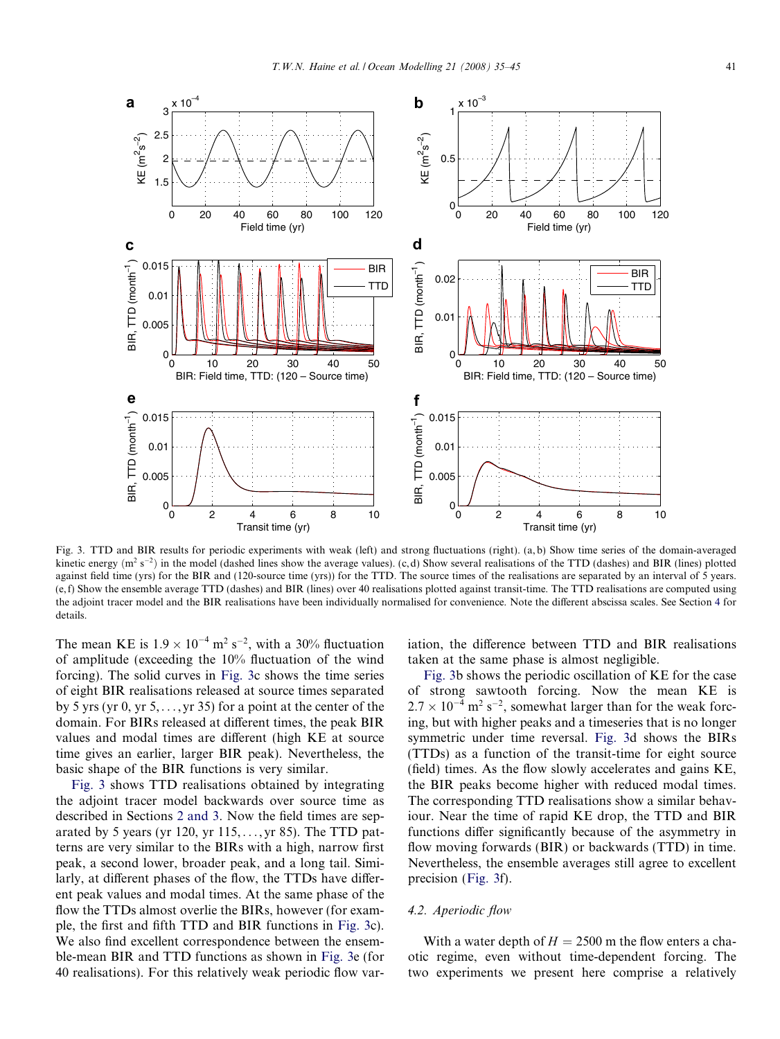Fig. 3. TTD and BIR results for periodic experiments with weak (left) and strong fluctuations (right). (a, b) Show time series of the domain-averaged kinetic energy ($m^2\,s^{-2}$) in the model (dashed lines show the average values). (c, d) Show several realisations of the TTD (dashes) and BIR (lines) plotted against field time (yrs) for the BIR and (120-source time (yrs)) for the TTD. The source times of the realisations are separated by an interval of 5 years. (e, f) Show the ensemble average TTD (dashes) and BIR (lines) over 40 realisations plotted against transit-time. The TTD realisations are computed using the adjoint tracer model and the BIR realisations have been individually normalised for convenience. Note the different abscissa scales. See Section 4 for details.

The mean KE is $1.9 \times 10^{-4}\,m^2\,s^{-2}$, with a 30% fluctuation of amplitude (exceeding the 10% fluctuation of the wind forcing). The solid curves in Fig. 3c shows the time series of eight BIR realisations released at source times separated by 5 yrs (yr 0, yr 5, ..., yr 35) for a point at the center of the domain. For BIRs released at different times, the peak BIR values and modal times are different (high KE at source time gives an earlier, larger BIR peak). Nevertheless, the basic shape of the BIR functions is very similar.

Fig. 3 shows TTD realisations obtained by integrating the adjoint tracer model backwards over source time as described in Sections 2 and 3. Now the field times are separated by 5 years (yr 120, yr 115, ..., yr 85). The TTD patterns are very similar to the BIRs with a high, narrow first peak, a second lower, broader peak, and a long tail. Similarly, at different phases of the flow, the TTDs have different peak values and modal times. At the same phase of the flow the TTDs almost overlie the BIRs, however (for example, the first and fifth TTD and BIR functions in Fig. 3c). We also find excellent correspondence between the ensemble-mean BIR and TTD functions as shown in Fig. 3e (for 40 realisations). For this relatively weak periodic flow variation, the difference between TTD and BIR realisations taken at the same phase is almost negligible.

Fig. 3b shows the periodic oscillation of KE for the case of strong sawtooth forcing. Now the mean KE is $2.7 \times 10^{-4}\,m^2\,s^{-2}$, somewhat larger than for the weak forcing, but with higher peaks and a timeseries that is no longer symmetric under time reversal. Fig. 3d shows the BIRs (TTDs) as a function of the transit-time for eight source (field) times. As the flow slowly accelerates and gains KE, the BIR peaks become higher with reduced modal times. The corresponding TTD realisations show a similar behaviour. Near the time of rapid KE drop, the TTD and BIR functions differ significantly because of the asymmetry in flow moving forwards (BIR) or backwards (TTD) in time. Nevertheless, the ensemble averages still agree to excellent precision (Fig. 3f).

### 4.2. Aperiodic flow

With a water depth of $H = 2500$ m the flow enters a chaotic regime, even without time-dependent forcing. The two experiments we present here comprise a relatively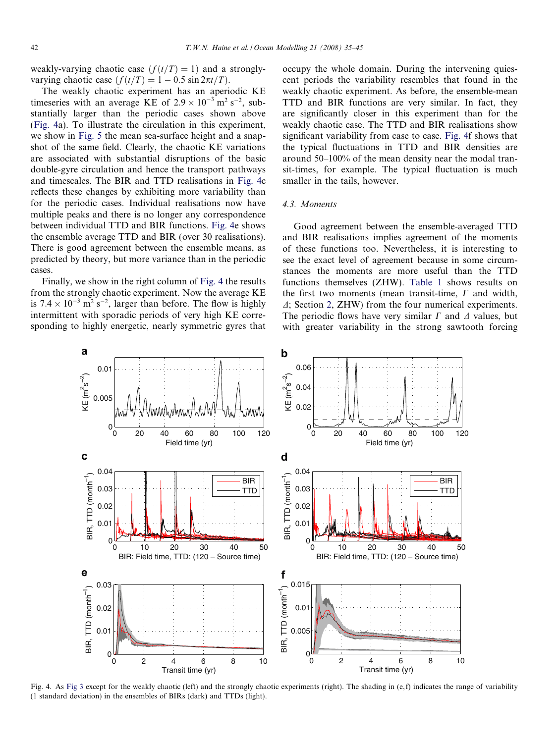weakly-varying chaotic case ($f(t/T) = 1$) and a strongly-varying chaotic case ($f(t/T) = 1 - 0.5 \sin 2\pi t/T$).

The weakly chaotic experiment has an aperiodic KE timeseries with an average KE of $2.9 \times 10^{-3}$ m$^2$ s$^{-2}$, substantially larger than the periodic cases shown above (Fig. 4a). To illustrate the circulation in this experiment, we show in Fig. 5 the mean sea-surface height and a snapshot of the same field. Clearly, the chaotic KE variations are associated with substantial disruptions of the basic double-gyre circulation and hence the transport pathways and timescales. The BIR and TTD realisations in Fig. 4c reflects these changes by exhibiting more variability than for the periodic cases. Individual realisations now have multiple peaks and there is no longer any correspondence between individual TTD and BIR functions. Fig. 4e shows the ensemble average TTD and BIR (over 30 realisations). There is good agreement between the ensemble means, as predicted by theory, but more variance than in the periodic cases.

Finally, we show in the right column of Fig. 4 the results from the strongly chaotic experiment. Now the average KE is $7.4 \times 10^{-3}$ m$^2$ s$^{-2}$, larger than before. The flow is highly intermittent with sporadic periods of very high KE corresponding to highly energetic, nearly symmetric gyres that occupy the whole domain. During the intervening quiescent periods the variability resembles that found in the weakly chaotic experiment. As before, the ensemble-mean TTD and BIR functions are very similar. In fact, they are significantly closer in this experiment than for the weakly chaotic case. The TTD and BIR realisations show significant variability from case to case. Fig. 4f shows that the typical fluctuations in TTD and BIR densities are around 50–100% of the mean density near the modal transit-times, for example. The typical fluctuation is much smaller in the tails, however.

### 4.3. Moments

Good agreement between the ensemble-averaged TTD and BIR realisations implies agreement of the moments of these functions too. Nevertheless, it is interesting to see the exact level of agreement because in some circumstances the moments are more useful than the TTD functions themselves (ZHW). Table 1 shows results on the first two moments (mean transit-time, $\Gamma$ and width, $\Delta$; Section 2, ZHW) from the four numerical experiments. The periodic flows have very similar $\Gamma$ and $\Delta$ values, but with greater variability in the strong sawtooth forcing

Fig. 4. As Fig 3 except for the weakly chaotic (left) and the strongly chaotic experiments (right). The shading in (e, f) indicates the range of variability (1 standard deviation) in the ensembles of BIRs (dark) and TTDs (light).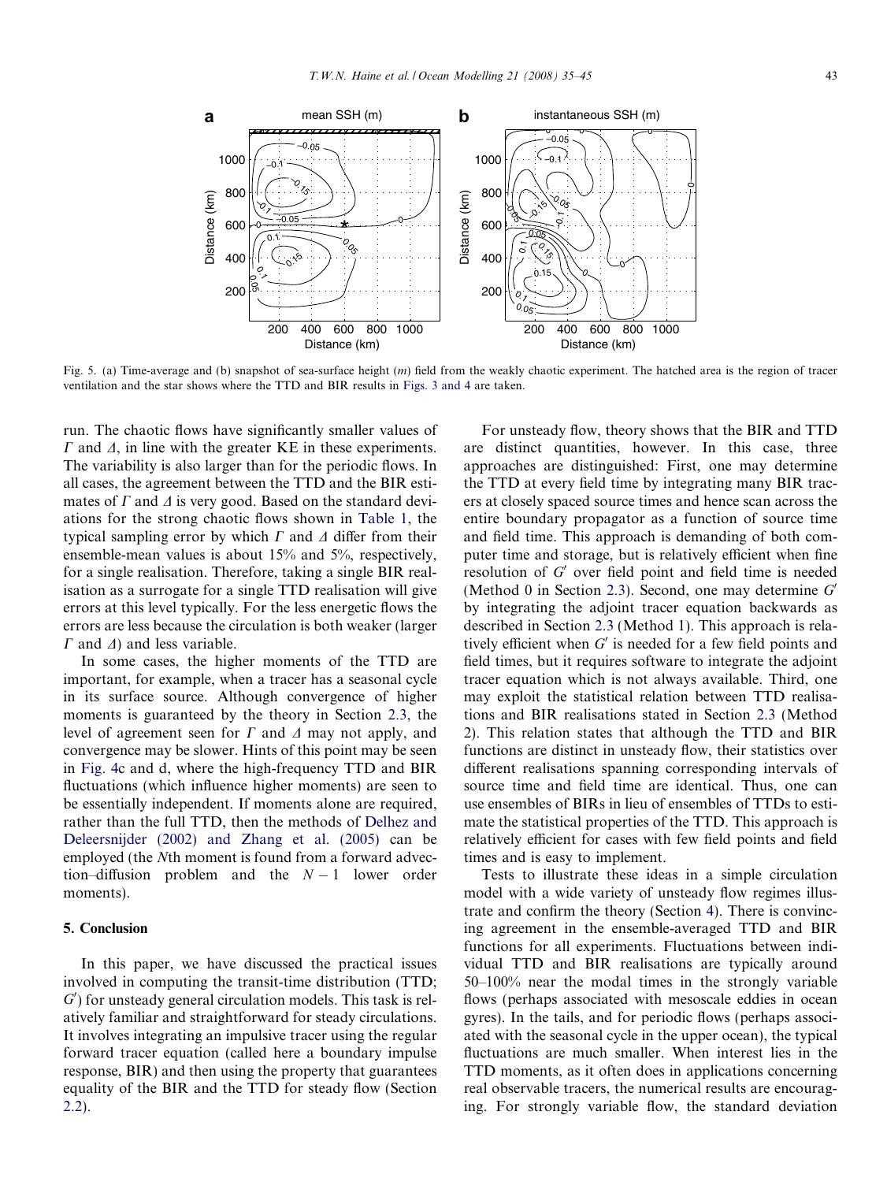Fig. 5. (a) Time-average and (b) snapshot of sea-surface height ($m$) field from the weakly chaotic experiment. The hatched area is the region of tracer ventilation and the star shows where the TTD and BIR results in Figs. 3 and 4 are taken.

run. The chaotic flows have significantly smaller values of $\Gamma$ and $\Delta$, in line with the greater KE in these experiments. The variability is also larger than for the periodic flows. In all cases, the agreement between the TTD and the BIR estimates of $\Gamma$ and $\Delta$ is very good. Based on the standard deviations for the strong chaotic flows shown in Table 1, the typical sampling error by which $\Gamma$ and $\Delta$ differ from their ensemble-mean values is about 15% and 5%, respectively, for a single realisation. Therefore, taking a single BIR realisation as a surrogate for a single TTD realisation will give errors at this level typically. For the less energetic flows the errors are less because the circulation is both weaker (larger $\Gamma$ and $\Delta$) and less variable.

In some cases, the higher moments of the TTD are important, for example, when a tracer has a seasonal cycle in its surface source. Although convergence of higher moments is guaranteed by the theory in Section 2.3, the level of agreement seen for $\Gamma$ and $\Delta$ may not apply, and convergence may be slower. Hints of this point may be seen in Fig. 4c and d, where the high-frequency TTD and BIR fluctuations (which influence higher moments) are seen to be essentially independent. If moments alone are required, rather than the full TTD, then the methods of Delhez and Deleersnijder (2002) and Zhang et al. (2005) can be employed (the $N$th moment is found from a forward advection–diffusion problem and the $N-1$ lower order moments).

## 5. Conclusion

In this paper, we have discussed the practical issues involved in computing the transit-time distribution (TTD; $G'$) for unsteady general circulation models. This task is relatively familiar and straightforward for steady circulations. It involves integrating an impulsive tracer using the regular forward tracer equation (called here a boundary impulse response, BIR) and then using the property that guarantees equality of the BIR and the TTD for steady flow (Section 2.2).

For unsteady flow, theory shows that the BIR and TTD are distinct quantities, however. In this case, three approaches are distinguished: First, one may determine the TTD at every field time by integrating many BIR tracers at closely spaced source times and hence scan across the entire boundary propagator as a function of source time and field time. This approach is demanding of both computer time and storage, but is relatively efficient when fine resolution of $G'$ over field point and field time is needed (Method 0 in Section 2.3). Second, one may determine $G'$ by integrating the adjoint tracer equation backwards as described in Section 2.3 (Method 1). This approach is relatively efficient when $G'$ is needed for a few field points and field times, but it requires software to integrate the adjoint tracer equation which is not always available. Third, one may exploit the statistical relation between TTD realisations and BIR realisations stated in Section 2.3 (Method 2). This relation states that although the TTD and BIR functions are distinct in unsteady flow, their statistics over different realisations spanning corresponding intervals of source time and field time are identical. Thus, one can use ensembles of BIRs in lieu of ensembles of TTDs to estimate the statistical properties of the TTD. This approach is relatively efficient for cases with few field points and field times and is easy to implement.

Tests to illustrate these ideas in a simple circulation model with a wide variety of unsteady flow regimes illustrate and confirm the theory (Section 4). There is convincing agreement in the ensemble-averaged TTD and BIR functions for all experiments. Fluctuations between individual TTD and BIR realisations are typically around 50–100% near the modal times in the strongly variable flows (perhaps associated with mesoscale eddies in ocean gyres). In the tails, and for periodic flows (perhaps associated with the seasonal cycle in the upper ocean), the typical fluctuations are much smaller. When interest lies in the TTD moments, as it often does in applications concerning real observable tracers, the numerical results are encouraging. For strongly variable flow, the standard deviation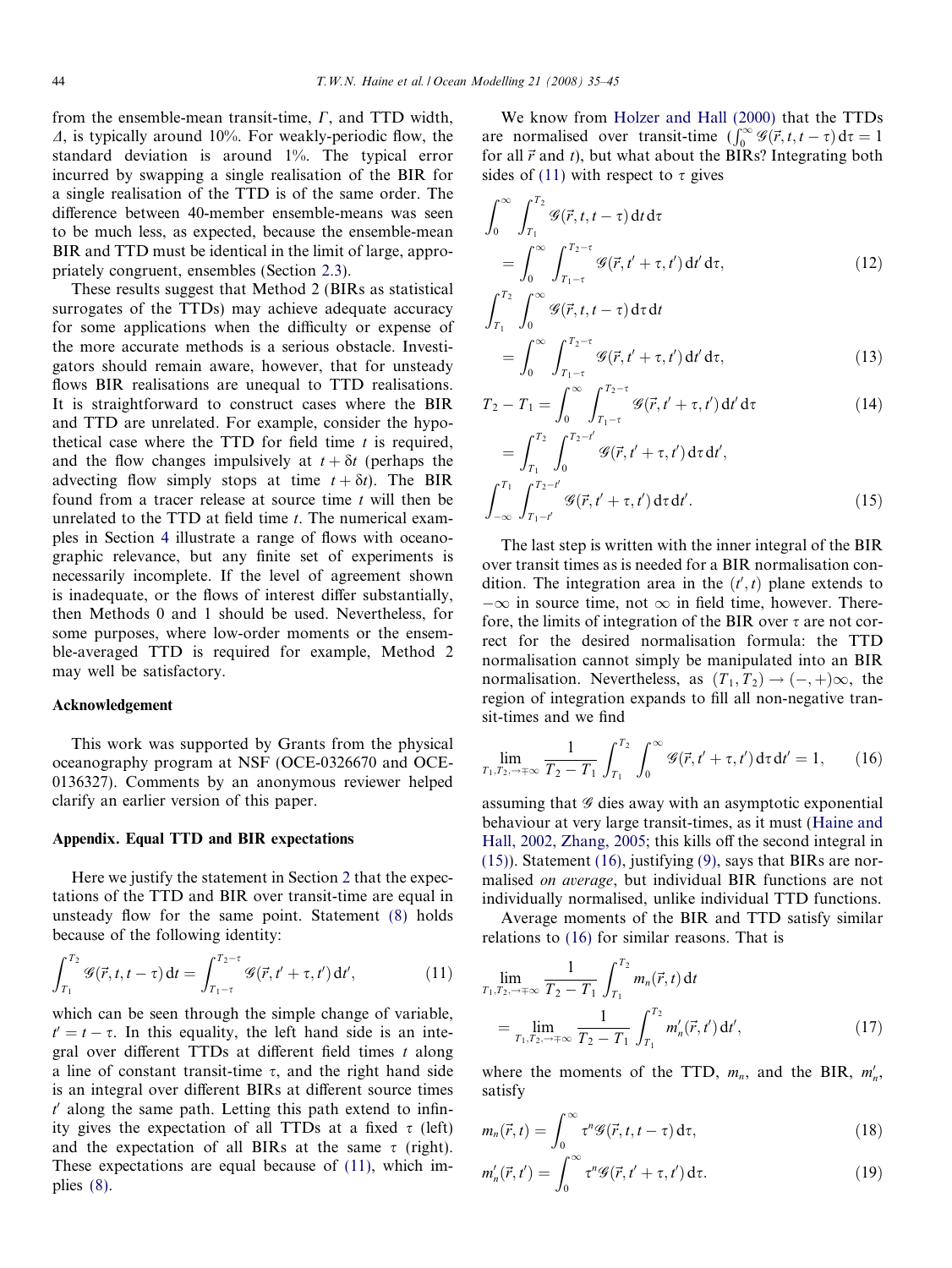from the ensemble-mean transit-time, $\Gamma$, and TTD width, $\Delta$, is typically around 10%. For weakly-periodic flow, the standard deviation is around 1%. The typical error incurred by swapping a single realisation of the BIR for a single realisation of the TTD is of the same order. The difference between 40-member ensemble-means was seen to be much less, as expected, because the ensemble-mean BIR and TTD must be identical in the limit of large, appropriately congruent, ensembles (Section 2.3).

These results suggest that Method 2 (BIRs as statistical surrogates of the TTDs) may achieve adequate accuracy for some applications when the difficulty or expense of the more accurate methods is a serious obstacle. Investigators should remain aware, however, that for unsteady flows BIR realisations are unequal to TTD realisations. It is straightforward to construct cases where the BIR and TTD are unrelated. For example, consider the hypothetical case where the TTD for field time $t$ is required, and the flow changes impulsively at $t+\delta t$ (perhaps the advecting flow simply stops at time $t+\delta t$). The BIR found from a tracer release at source time $t$ will then be unrelated to the TTD at field time $t$. The numerical examples in Section 4 illustrate a range of flows with oceanographic relevance, but any finite set of experiments is necessarily incomplete. If the level of agreement shown is inadequate, or the flows of interest differ substantially, then Methods 0 and 1 should be used. Nevertheless, for some purposes, where low-order moments or the ensemble-averaged TTD is required for example, Method 2 may well be satisfactory.

## Acknowledgement

This work was supported by Grants from the physical oceanography program at NSF (OCE-0326670 and OCE-0136327). Comments by an anonymous reviewer helped clarify an earlier version of this paper.

## Appendix. Equal TTD and BIR expectations

Here we justify the statement in Section 2 that the expectations of the TTD and BIR over transit-time are equal in unsteady flow for the same point. Statement (8) holds because of the following identity:

$$\int_{T_1}^{T_2} \mathcal{G}(\vec{r},t,t-\tau)\,dt = \int_{T_1-\tau}^{T_2-\tau} \mathcal{G}(\vec{r},t'+\tau,t')\,dt', \tag{11}$$

which can be seen through the simple change of variable, $t'=t-\tau$. In this equality, the left hand side is an integral over different TTDs at different field times $t$ along a line of constant transit-time $\tau$, and the right hand side is an integral over different BIRs at different source times $t'$ along the same path. Letting this path extend to infinity gives the expectation of all TTDs at a fixed $\tau$ (left) and the expectation of all BIRs at the same $\tau$ (right). These expectations are equal because of (11), which implies (8).

We know from Holzer and Hall (2000) that the TTDs are normalised over transit-time ($\int_0^\infty \mathcal{G}(\vec{r},t,t-\tau)\,d\tau = 1$ for all $\vec{r}$ and $t$), but what about the BIRs? Integrating both sides of (11) with respect to $\tau$ gives

$$\int_0^\infty \int_{T_1}^{T_2} \mathcal{G}(\vec{r},t,t-\tau)\,dt\,d\tau = \int_0^\infty \int_{T_1-\tau}^{T_2-\tau} \mathcal{G}(\vec{r},t'+\tau,t')\,dt'\,d\tau, \tag{12}$$

$$\int_{T_1}^{T_2} \int_0^\infty \mathcal{G}(\vec{r},t,t-\tau)\,d\tau\,dt = \int_0^\infty \int_{T_1-\tau}^{T_2-\tau} \mathcal{G}(\vec{r},t'+\tau,t')\,dt'\,d\tau, \tag{13}$$

$$T_2-T_1 = \int_0^\infty \int_{T_1-\tau}^{T_2-\tau} \mathcal{G}(\vec{r},t'+\tau,t')\,dt'\,d\tau \tag{14}$$

$$= \int_{T_1}^{T_2} \int_0^{T_2-t'} \mathcal{G}(\vec{r},t'+\tau,t')\,d\tau\,dt',$$

$$\int_{-\infty}^{T_1} \int_{T_1-t'}^{T_2-t'} \mathcal{G}(\vec{r},t'+\tau,t')\,d\tau\,dt'. \tag{15}$$

The last step is written with the inner integral of the BIR over transit times as is needed for a BIR normalisation condition. The integration area in the $(t',t)$ plane extends to $-\infty$ in source time, not $\infty$ in field time, however. Therefore, the limits of integration of the BIR over $\tau$ are not correct for the desired normalisation formula: the TTD normalisation cannot simply be manipulated into an BIR normalisation. Nevertheless, as $(T_1,T_2) \to (-,+)\infty$, the region of integration expands to fill all non-negative transit-times and we find

$$\lim_{T_1,T_2,\to\mp\infty} \frac{1}{T_2-T_1} \int_{T_1}^{T_2} \int_0^\infty \mathcal{G}(\vec{r},t'+\tau,t')\,d\tau\,dt' = 1, \tag{16}$$

assuming that $\mathcal{G}$ dies away with an asymptotic exponential behaviour at very large transit-times, as it must (Haine and Hall, 2002, Zhang, 2005; this kills off the second integral in (15)). Statement (16), justifying (9), says that BIRs are normalised *on average*, but individual BIR functions are not individually normalised, unlike individual TTD functions.

Average moments of the BIR and TTD satisfy similar relations to (16) for similar reasons. That is

$$\lim_{T_1,T_2,\to\mp\infty} \frac{1}{T_2-T_1} \int_{T_1}^{T_2} m_n(\vec{r},t)\,dt = \lim_{T_1,T_2,\to\mp\infty} \frac{1}{T_2-T_1} \int_{T_1}^{T_2} m'_n(\vec{r},t')\,dt', \tag{17}$$

where the moments of the TTD, $m_n$, and the BIR, $m'_n$, satisfy

$$m_n(\vec{r},t) = \int_0^\infty \tau^n \mathcal{G}(\vec{r},t,t-\tau)\,d\tau, \tag{18}$$

$$m'_n(\vec{r},t') = \int_0^\infty \tau^n \mathcal{G}(\vec{r},t'+\tau,t')\,d\tau. \tag{19}$$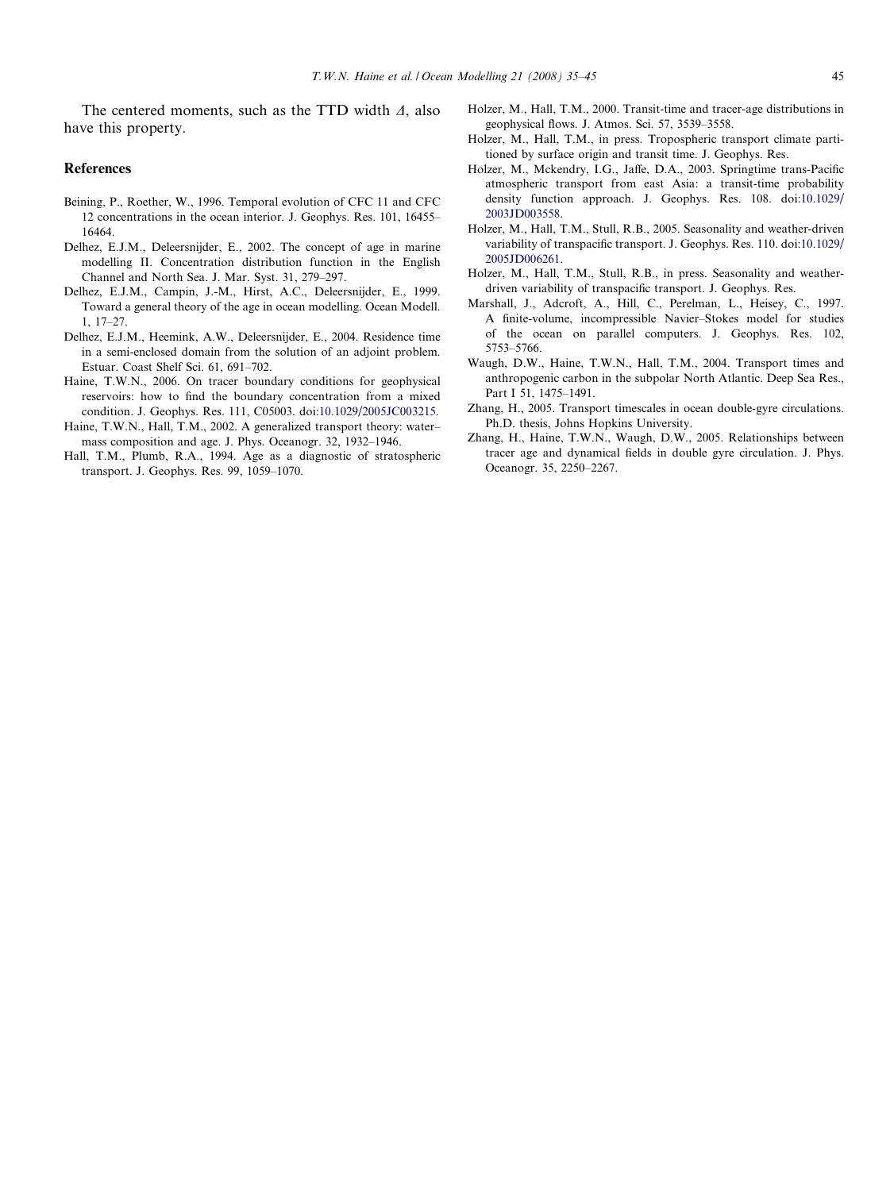The centered moments, such as the TTD width $\Delta$, also have this property.

## References

Beining, P., Roether, W., 1996. Temporal evolution of CFC 11 and CFC 12 concentrations in the ocean interior. J. Geophys. Res. 101, 16455–16464.

Delhez, E.J.M., Deleersnijder, E., 2002. The concept of age in marine modelling II. Concentration distribution function in the English Channel and North Sea. J. Mar. Syst. 31, 279–297.

Delhez, E.J.M., Campin, J.-M., Hirst, A.C., Deleersnijder, E., 1999. Toward a general theory of the age in ocean modelling. Ocean Modell. 1, 17–27.

Delhez, E.J.M., Heemink, A.W., Deleersnijder, E., 2004. Residence time in a semi-enclosed domain from the solution of an adjoint problem. Estuar. Coast Shelf Sci. 61, 691–702.

Haine, T.W.N., 2006. On tracer boundary conditions for geophysical reservoirs: how to find the boundary concentration from a mixed condition. J. Geophys. Res. 111, C05003. doi:10.1029/2005JC003215.

Haine, T.W.N., Hall, T.M., 2002. A generalized transport theory: water–mass composition and age. J. Phys. Oceanogr. 32, 1932–1946.

Hall, T.M., Plumb, R.A., 1994. Age as a diagnostic of stratospheric transport. J. Geophys. Res. 99, 1059–1070.

Holzer, M., Hall, T.M., 2000. Transit-time and tracer-age distributions in geophysical flows. J. Atmos. Sci. 57, 3539–3558.

Holzer, M., Hall, T.M., in press. Tropospheric transport climate partitioned by surface origin and transit time. J. Geophys. Res.

Holzer, M., Mckendry, I.G., Jaffe, D.A., 2003. Springtime trans-Pacific atmospheric transport from east Asia: a transit-time probability density function approach. J. Geophys. Res. 108. doi:10.1029/2003JD003558.

Holzer, M., Hall, T.M., Stull, R.B., 2005. Seasonality and weather-driven variability of transpacific transport. J. Geophys. Res. 110. doi:10.1029/2005JD006261.

Holzer, M., Hall, T.M., Stull, R.B., in press. Seasonality and weather-driven variability of transpacific transport. J. Geophys. Res.

Marshall, J., Adcroft, A., Hill, C., Perelman, L., Heisey, C., 1997. A finite-volume, incompressible Navier–Stokes model for studies of the ocean on parallel computers. J. Geophys. Res. 102, 5753–5766.

Waugh, D.W., Haine, T.W.N., Hall, T.M., 2004. Transport times and anthropogenic carbon in the subpolar North Atlantic. Deep Sea Res., Part I 51, 1475–1491.

Zhang, H., 2005. Transport timescales in ocean double-gyre circulations. Ph.D. thesis, Johns Hopkins University.

Zhang, H., Haine, T.W.N., Waugh, D.W., 2005. Relationships between tracer age and dynamical fields in double gyre circulation. J. Phys. Oceanogr. 35, 2250–2267.